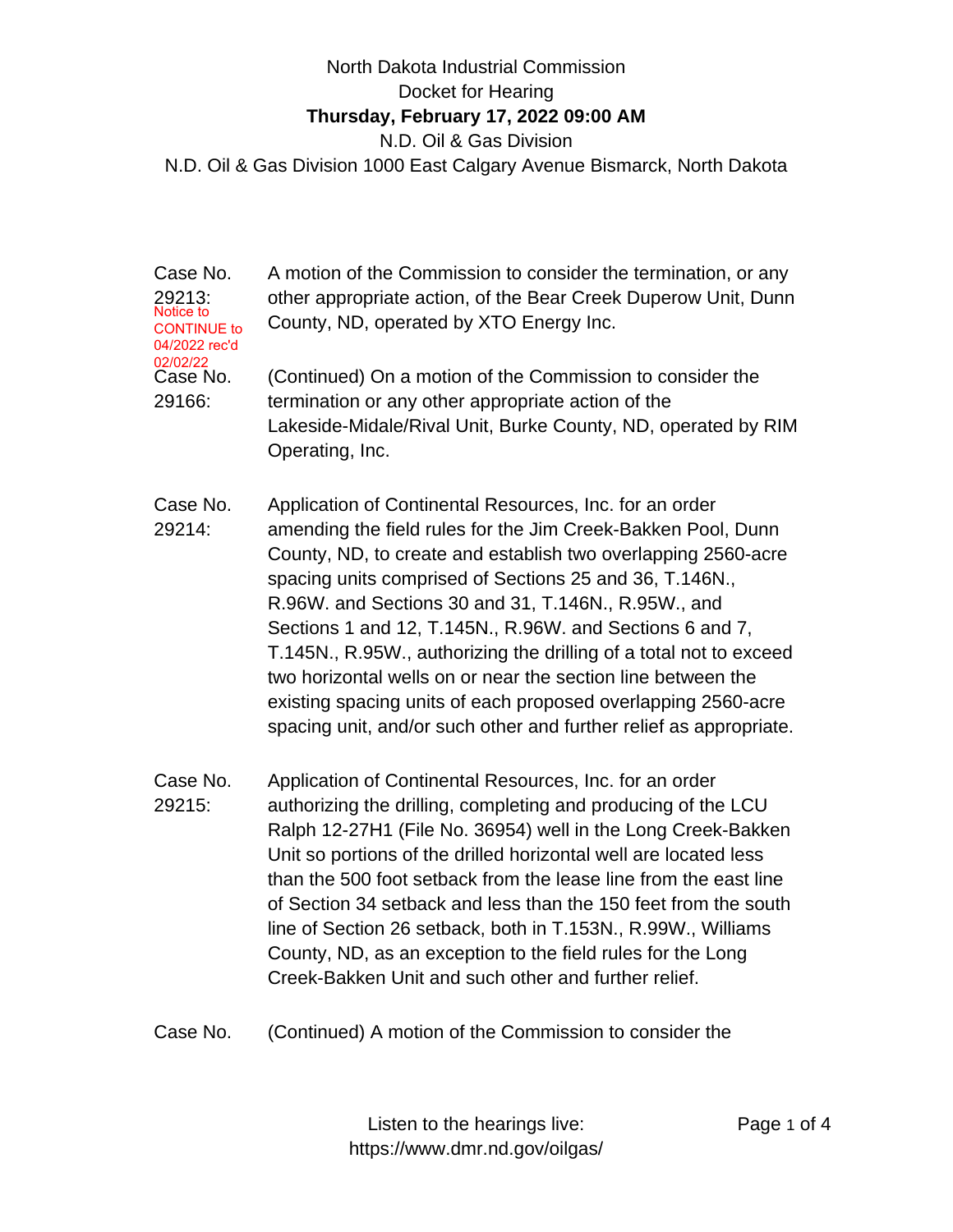North Dakota Industrial Commission

Docket for Hearing

**Thursday, February 17, 2022 09:00 AM**

N.D. Oil & Gas Division

N.D. Oil & Gas Division 1000 East Calgary Avenue Bismarck, North Dakota

| | |
|---|---|
| Case No. 29213: Notice to CONTINUE to 04/2022 rec'd 02/02/22 | A motion of the Commission to consider the termination, or any other appropriate action, of the Bear Creek Duperow Unit, Dunn County, ND, operated by XTO Energy Inc. |
| Case No. 29166: | (Continued) On a motion of the Commission to consider the termination or any other appropriate action of the Lakeside-Midale/Rival Unit, Burke County, ND, operated by RIM Operating, Inc. |
| Case No. 29214: | Application of Continental Resources, Inc. for an order amending the field rules for the Jim Creek-Bakken Pool, Dunn County, ND, to create and establish two overlapping 2560-acre spacing units comprised of Sections 25 and 36, T.146N., R.96W. and Sections 30 and 31, T.146N., R.95W., and Sections 1 and 12, T.145N., R.96W. and Sections 6 and 7, T.145N., R.95W., authorizing the drilling of a total not to exceed two horizontal wells on or near the section line between the existing spacing units of each proposed overlapping 2560-acre spacing unit, and/or such other and further relief as appropriate. |
| Case No. 29215: | Application of Continental Resources, Inc. for an order authorizing the drilling, completing and producing of the LCU Ralph 12-27H1 (File No. 36954) well in the Long Creek-Bakken Unit so portions of the drilled horizontal well are located less than the 500 foot setback from the lease line from the east line of Section 34 setback and less than the 150 feet from the south line of Section 26 setback, both in T.153N., R.99W., Williams County, ND, as an exception to the field rules for the Long Creek-Bakken Unit and such other and further relief. |
| Case No. | (Continued) A motion of the Commission to consider the |

Listen to the hearings live: https://www.dmr.nd.gov/oilgas/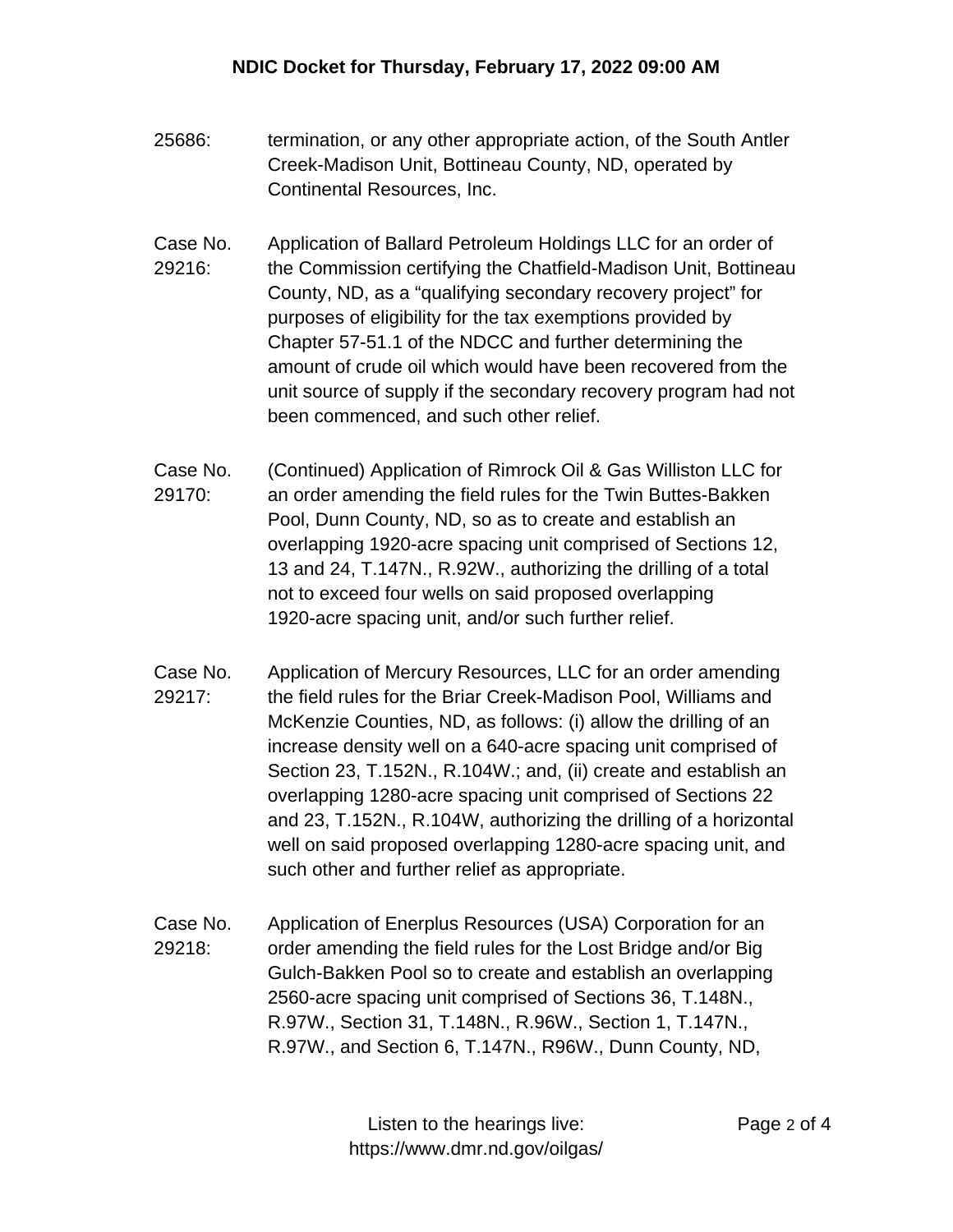25686: termination, or any other appropriate action, of the South Antler Creek-Madison Unit, Bottineau County, ND, operated by Continental Resources, Inc.

Case No. 29216: Application of Ballard Petroleum Holdings LLC for an order of the Commission certifying the Chatfield-Madison Unit, Bottineau County, ND, as a "qualifying secondary recovery project" for purposes of eligibility for the tax exemptions provided by Chapter 57-51.1 of the NDCC and further determining the amount of crude oil which would have been recovered from the unit source of supply if the secondary recovery program had not been commenced, and such other relief.

Case No. 29170: (Continued) Application of Rimrock Oil & Gas Williston LLC for an order amending the field rules for the Twin Buttes-Bakken Pool, Dunn County, ND, so as to create and establish an overlapping 1920-acre spacing unit comprised of Sections 12, 13 and 24, T.147N., R.92W., authorizing the drilling of a total not to exceed four wells on said proposed overlapping 1920-acre spacing unit, and/or such further relief.

Case No. 29217: Application of Mercury Resources, LLC for an order amending the field rules for the Briar Creek-Madison Pool, Williams and McKenzie Counties, ND, as follows: (i) allow the drilling of an increase density well on a 640-acre spacing unit comprised of Section 23, T.152N., R.104W.; and, (ii) create and establish an overlapping 1280-acre spacing unit comprised of Sections 22 and 23, T.152N., R.104W, authorizing the drilling of a horizontal well on said proposed overlapping 1280-acre spacing unit, and such other and further relief as appropriate.

Case No. 29218: Application of Enerplus Resources (USA) Corporation for an order amending the field rules for the Lost Bridge and/or Big Gulch-Bakken Pool so to create and establish an overlapping 2560-acre spacing unit comprised of Sections 36, T.148N., R.97W., Section 31, T.148N., R.96W., Section 1, T.147N., R.97W., and Section 6, T.147N., R96W., Dunn County, ND,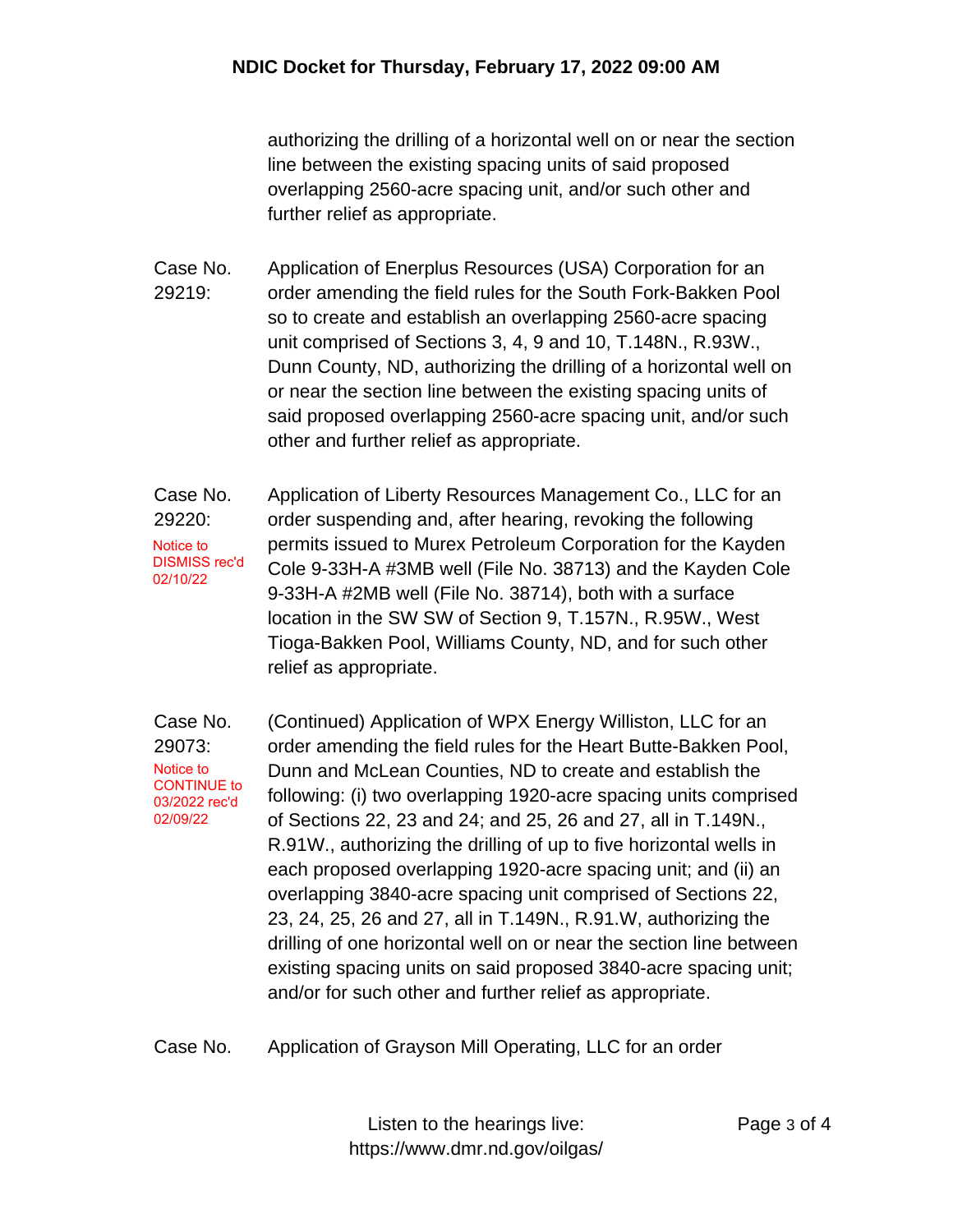authorizing the drilling of a horizontal well on or near the section line between the existing spacing units of said proposed overlapping 2560-acre spacing unit, and/or such other and further relief as appropriate.

**Case No. 29219:**

Application of Enerplus Resources (USA) Corporation for an order amending the field rules for the South Fork-Bakken Pool so to create and establish an overlapping 2560-acre spacing unit comprised of Sections 3, 4, 9 and 10, T.148N., R.93W., Dunn County, ND, authorizing the drilling of a horizontal well on or near the section line between the existing spacing units of said proposed overlapping 2560-acre spacing unit, and/or such other and further relief as appropriate.

**Case No. 29220:**

Notice to DISMISS rec'd 02/10/22

Application of Liberty Resources Management Co., LLC for an order suspending and, after hearing, revoking the following permits issued to Murex Petroleum Corporation for the Kayden Cole 9-33H-A #3MB well (File No. 38713) and the Kayden Cole 9-33H-A #2MB well (File No. 38714), both with a surface location in the SW SW of Section 9, T.157N., R.95W., West Tioga-Bakken Pool, Williams County, ND, and for such other relief as appropriate.

**Case No. 29073:**

Notice to CONTINUE to 03/2022 rec'd 02/09/22

(Continued) Application of WPX Energy Williston, LLC for an order amending the field rules for the Heart Butte-Bakken Pool, Dunn and McLean Counties, ND to create and establish the following: (i) two overlapping 1920-acre spacing units comprised of Sections 22, 23 and 24; and 25, 26 and 27, all in T.149N., R.91W., authorizing the drilling of up to five horizontal wells in each proposed overlapping 1920-acre spacing unit; and (ii) an overlapping 3840-acre spacing unit comprised of Sections 22, 23, 24, 25, 26 and 27, all in T.149N., R.91.W, authorizing the drilling of one horizontal well on or near the section line between existing spacing units on said proposed 3840-acre spacing unit; and/or for such other and further relief as appropriate.

**Case No.**

Application of Grayson Mill Operating, LLC for an order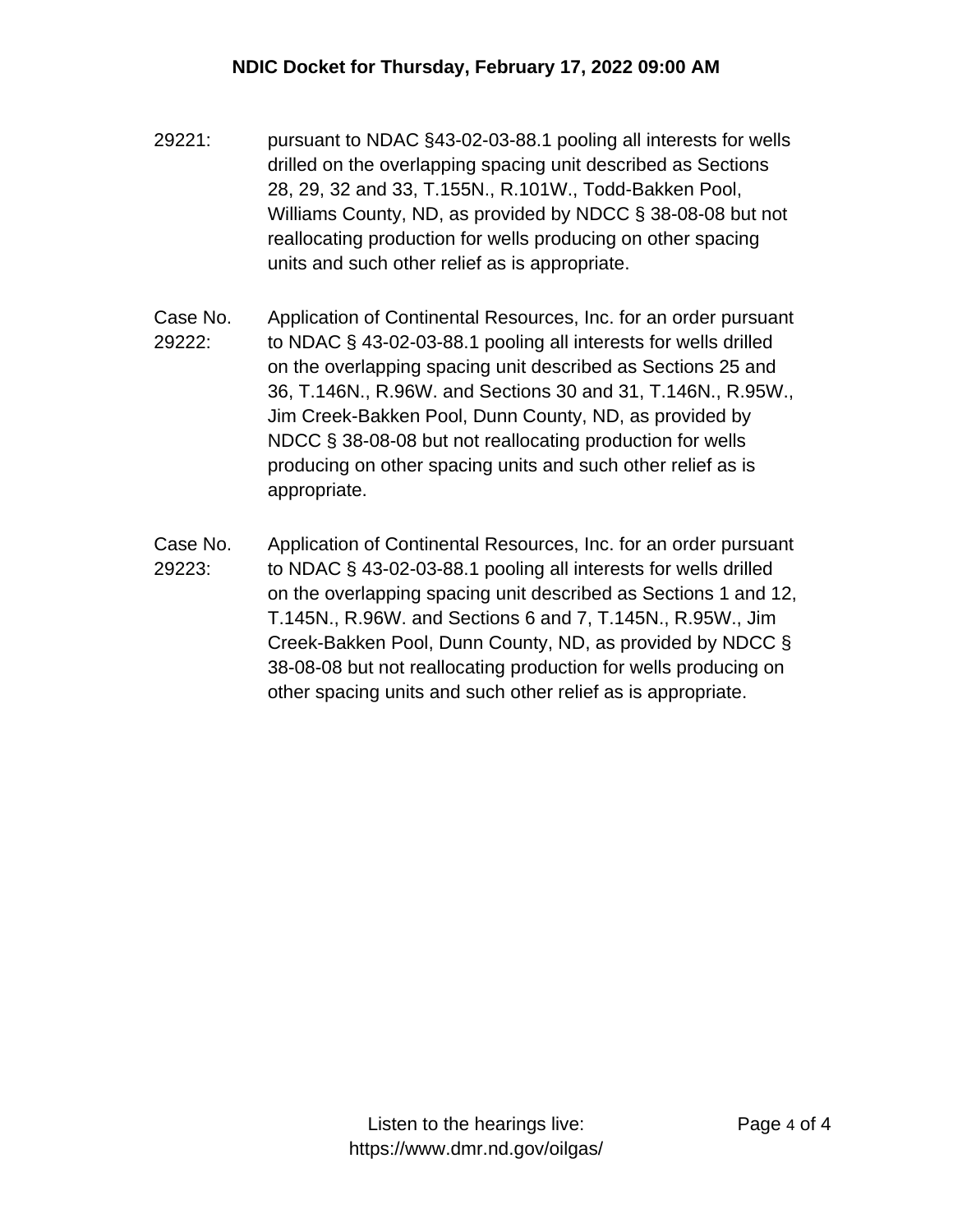29221: pursuant to NDAC §43-02-03-88.1 pooling all interests for wells drilled on the overlapping spacing unit described as Sections 28, 29, 32 and 33, T.155N., R.101W., Todd-Bakken Pool, Williams County, ND, as provided by NDCC § 38-08-08 but not reallocating production for wells producing on other spacing units and such other relief as is appropriate.

Case No. 29222: Application of Continental Resources, Inc. for an order pursuant to NDAC § 43-02-03-88.1 pooling all interests for wells drilled on the overlapping spacing unit described as Sections 25 and 36, T.146N., R.96W. and Sections 30 and 31, T.146N., R.95W., Jim Creek-Bakken Pool, Dunn County, ND, as provided by NDCC § 38-08-08 but not reallocating production for wells producing on other spacing units and such other relief as is appropriate.

Case No. 29223: Application of Continental Resources, Inc. for an order pursuant to NDAC § 43-02-03-88.1 pooling all interests for wells drilled on the overlapping spacing unit described as Sections 1 and 12, T.145N., R.96W. and Sections 6 and 7, T.145N., R.95W., Jim Creek-Bakken Pool, Dunn County, ND, as provided by NDCC § 38-08-08 but not reallocating production for wells producing on other spacing units and such other relief as is appropriate.

Listen to the hearings live:
https://www.dmr.nd.gov/oilgas/